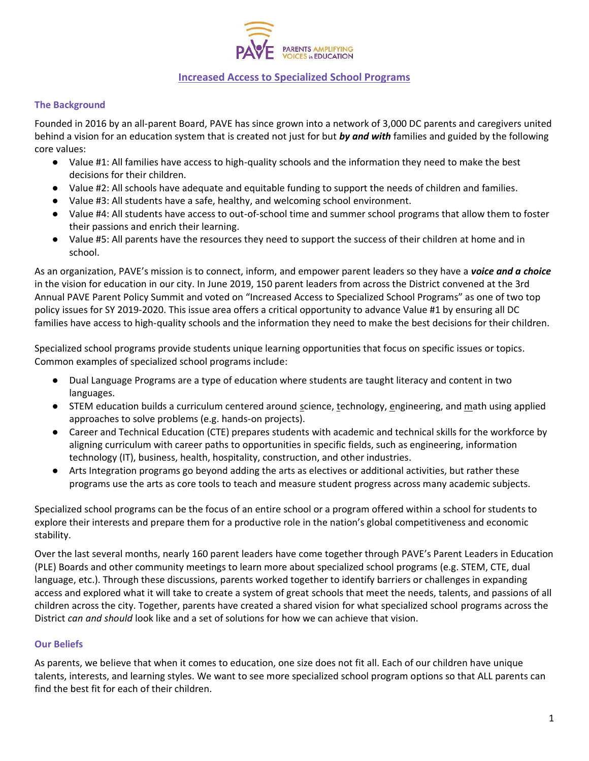# Increased Access to Specialized School Programs

## The Background

Founded in 2016 by an all-parent Board, PAVE has since grown into a network of 3,000 DC parents and caregivers united behind a vision for an education system that is created not just for but ***by and with*** families and guided by the following core values:

- Value #1: All families have access to high-quality schools and the information they need to make the best decisions for their children.
- Value #2: All schools have adequate and equitable funding to support the needs of children and families.
- Value #3: All students have a safe, healthy, and welcoming school environment.
- Value #4: All students have access to out-of-school time and summer school programs that allow them to foster their passions and enrich their learning.
- Value #5: All parents have the resources they need to support the success of their children at home and in school.

As an organization, PAVE's mission is to connect, inform, and empower parent leaders so they have a ***voice and a choice*** in the vision for education in our city. In June 2019, 150 parent leaders from across the District convened at the 3rd Annual PAVE Parent Policy Summit and voted on "Increased Access to Specialized School Programs" as one of two top policy issues for SY 2019-2020. This issue area offers a critical opportunity to advance Value #1 by ensuring all DC families have access to high-quality schools and the information they need to make the best decisions for their children.

Specialized school programs provide students unique learning opportunities that focus on specific issues or topics. Common examples of specialized school programs include:

- Dual Language Programs are a type of education where students are taught literacy and content in two languages.
- STEM education builds a curriculum centered around science, technology, engineering, and math using applied approaches to solve problems (e.g. hands-on projects).
- Career and Technical Education (CTE) prepares students with academic and technical skills for the workforce by aligning curriculum with career paths to opportunities in specific fields, such as engineering, information technology (IT), business, health, hospitality, construction, and other industries.
- Arts Integration programs go beyond adding the arts as electives or additional activities, but rather these programs use the arts as core tools to teach and measure student progress across many academic subjects.

Specialized school programs can be the focus of an entire school or a program offered within a school for students to explore their interests and prepare them for a productive role in the nation's global competitiveness and economic stability.

Over the last several months, nearly 160 parent leaders have come together through PAVE's Parent Leaders in Education (PLE) Boards and other community meetings to learn more about specialized school programs (e.g. STEM, CTE, dual language, etc.). Through these discussions, parents worked together to identify barriers or challenges in expanding access and explored what it will take to create a system of great schools that meet the needs, talents, and passions of all children across the city. Together, parents have created a shared vision for what specialized school programs across the District *can and should* look like and a set of solutions for how we can achieve that vision.

## Our Beliefs

As parents, we believe that when it comes to education, one size does not fit all. Each of our children have unique talents, interests, and learning styles. We want to see more specialized school program options so that ALL parents can find the best fit for each of their children.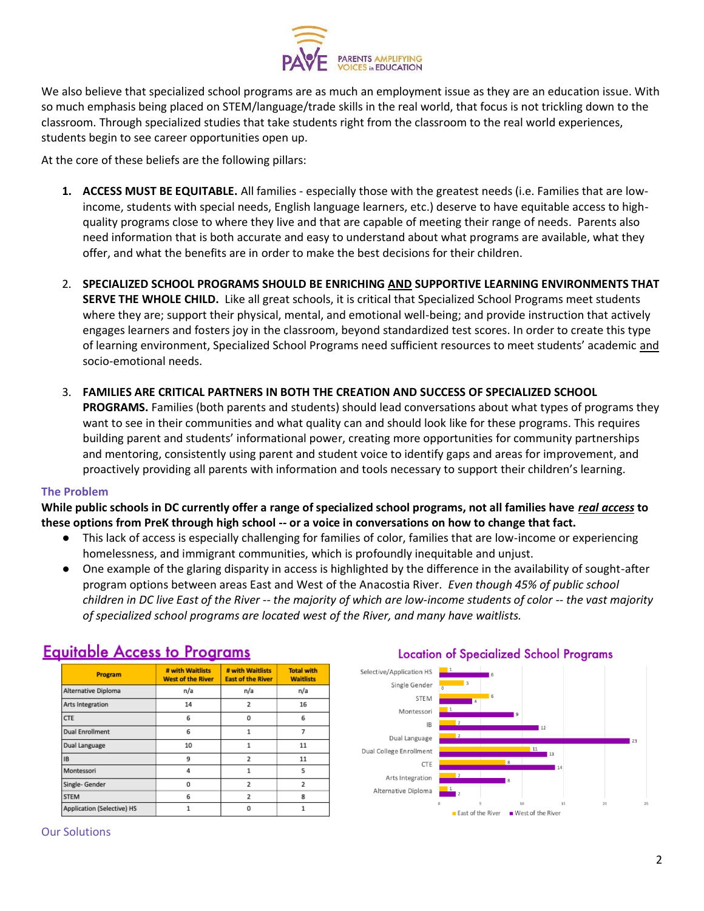We also believe that specialized school programs are as much an employment issue as they are an education issue. With so much emphasis being placed on STEM/language/trade skills in the real world, that focus is not trickling down to the classroom. Through specialized studies that take students right from the classroom to the real world experiences, students begin to see career opportunities open up.

At the core of these beliefs are the following pillars:

1. **ACCESS MUST BE EQUITABLE.** All families - especially those with the greatest needs (i.e. Families that are low-income, students with special needs, English language learners, etc.) deserve to have equitable access to high-quality programs close to where they live and that are capable of meeting their range of needs. Parents also need information that is both accurate and easy to understand about what programs are available, what they offer, and what the benefits are in order to make the best decisions for their children.

2. **SPECIALIZED SCHOOL PROGRAMS SHOULD BE ENRICHING <u>AND</u> SUPPORTIVE LEARNING ENVIRONMENTS THAT SERVE THE WHOLE CHILD.** Like all great schools, it is critical that Specialized School Programs meet students where they are; support their physical, mental, and emotional well-being; and provide instruction that actively engages learners and fosters joy in the classroom, beyond standardized test scores. In order to create this type of learning environment, Specialized School Programs need sufficient resources to meet students' academic <u>and</u> socio-emotional needs.

3. **FAMILIES ARE CRITICAL PARTNERS IN BOTH THE CREATION AND SUCCESS OF SPECIALIZED SCHOOL PROGRAMS.** Families (both parents and students) should lead conversations about what types of programs they want to see in their communities and what quality can and should look like for these programs. This requires building parent and students' informational power, creating more opportunities for community partnerships and mentoring, consistently using parent and student voice to identify gaps and areas for improvement, and proactively providing all parents with information and tools necessary to support their children's learning.

### The Problem

**While public schools in DC currently offer a range of specialized school programs, not all families have *<u>real access</u>* to these options from PreK through high school -- or a voice in conversations on how to change that fact.**

- This lack of access is especially challenging for families of color, families that are low-income or experiencing homelessness, and immigrant communities, which is profoundly inequitable and unjust.
- One example of the glaring disparity in access is highlighted by the difference in the availability of sought-after program options between areas East and West of the Anacostia River. *Even though 45% of public school children in DC live East of the River -- the majority of which are low-income students of color -- the vast majority of specialized school programs are located west of the River, and many have waitlists.*

## Equitable Access to Programs

| Program | # with Waitlists West of the River | # with Waitlists East of the River | Total with Waitlists |
|---|---|---|---|
| Alternative Diploma | n/a | n/a | n/a |
| Arts Integration | 14 | 2 | 16 |
| CTE | 6 | 0 | 6 |
| Dual Enrollment | 6 | 1 | 7 |
| Dual Language | 10 | 1 | 11 |
| IB | 9 | 2 | 11 |
| Montessori | 4 | 1 | 5 |
| Single- Gender | 0 | 2 | 2 |
| STEM | 6 | 2 | 8 |
| Application (Selective) HS | 1 | 0 | 1 |

## Location of Specialized School Programs

| Program | East of the River | West of the River |
|---|---|---|
| Selective/Application HS | 1 | 6 |
| Single Gender | 3 | 0 |
| STEM | 6 | 4 |
| Montessori | 1 | 9 |
| IB | 2 | 12 |
| Dual Language | 2 | 23 |
| Dual College Enrollment | 11 | 13 |
| CTE | 8 | 14 |
| Arts Integration | 2 | 8 |
| Alternative Diploma | 1 | 2 |

### Our Solutions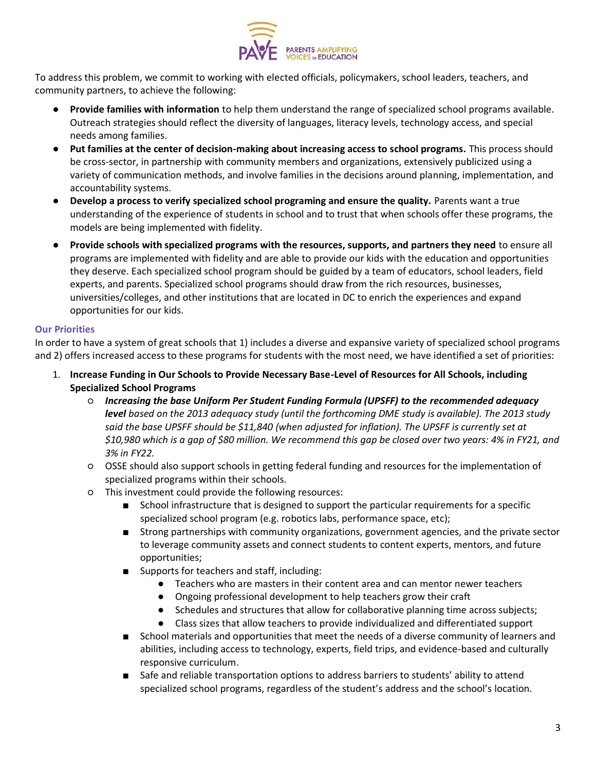To address this problem, we commit to working with elected officials, policymakers, school leaders, teachers, and community partners, to achieve the following:

- **Provide families with information** to help them understand the range of specialized school programs available. Outreach strategies should reflect the diversity of languages, literacy levels, technology access, and special needs among families.
- **Put families at the center of decision-making about increasing access to school programs.** This process should be cross-sector, in partnership with community members and organizations, extensively publicized using a variety of communication methods, and involve families in the decisions around planning, implementation, and accountability systems.
- **Develop a process to verify specialized school programing and ensure the quality.** Parents want a true understanding of the experience of students in school and to trust that when schools offer these programs, the models are being implemented with fidelity.
- **Provide schools with specialized programs with the resources, supports, and partners they need** to ensure all programs are implemented with fidelity and are able to provide our kids with the education and opportunities they deserve. Each specialized school program should be guided by a team of educators, school leaders, field experts, and parents. Specialized school programs should draw from the rich resources, businesses, universities/colleges, and other institutions that are located in DC to enrich the experiences and expand opportunities for our kids.

### Our Priorities

In order to have a system of great schools that 1) includes a diverse and expansive variety of specialized school programs and 2) offers increased access to these programs for students with the most need, we have identified a set of priorities:

1. **Increase Funding in Our Schools to Provide Necessary Base-Level of Resources for All Schools, including Specialized School Programs**
   - ***Increasing the base Uniform Per Student Funding Formula (UPSFF) to the recommended adequacy level*** *based on the 2013 adequacy study (until the forthcoming DME study is available). The 2013 study said the base UPSFF should be $11,840 (when adjusted for inflation). The UPSFF is currently set at $10,980 which is a gap of $80 million. We recommend this gap be closed over two years: 4% in FY21, and 3% in FY22.*
   - OSSE should also support schools in getting federal funding and resources for the implementation of specialized programs within their schools.
   - This investment could provide the following resources:
     - School infrastructure that is designed to support the particular requirements for a specific specialized school program (e.g. robotics labs, performance space, etc);
     - Strong partnerships with community organizations, government agencies, and the private sector to leverage community assets and connect students to content experts, mentors, and future opportunities;
     - Supports for teachers and staff, including:
       - Teachers who are masters in their content area and can mentor newer teachers
       - Ongoing professional development to help teachers grow their craft
       - Schedules and structures that allow for collaborative planning time across subjects;
       - Class sizes that allow teachers to provide individualized and differentiated support
     - School materials and opportunities that meet the needs of a diverse community of learners and abilities, including access to technology, experts, field trips, and evidence-based and culturally responsive curriculum.
     - Safe and reliable transportation options to address barriers to students' ability to attend specialized school programs, regardless of the student's address and the school's location.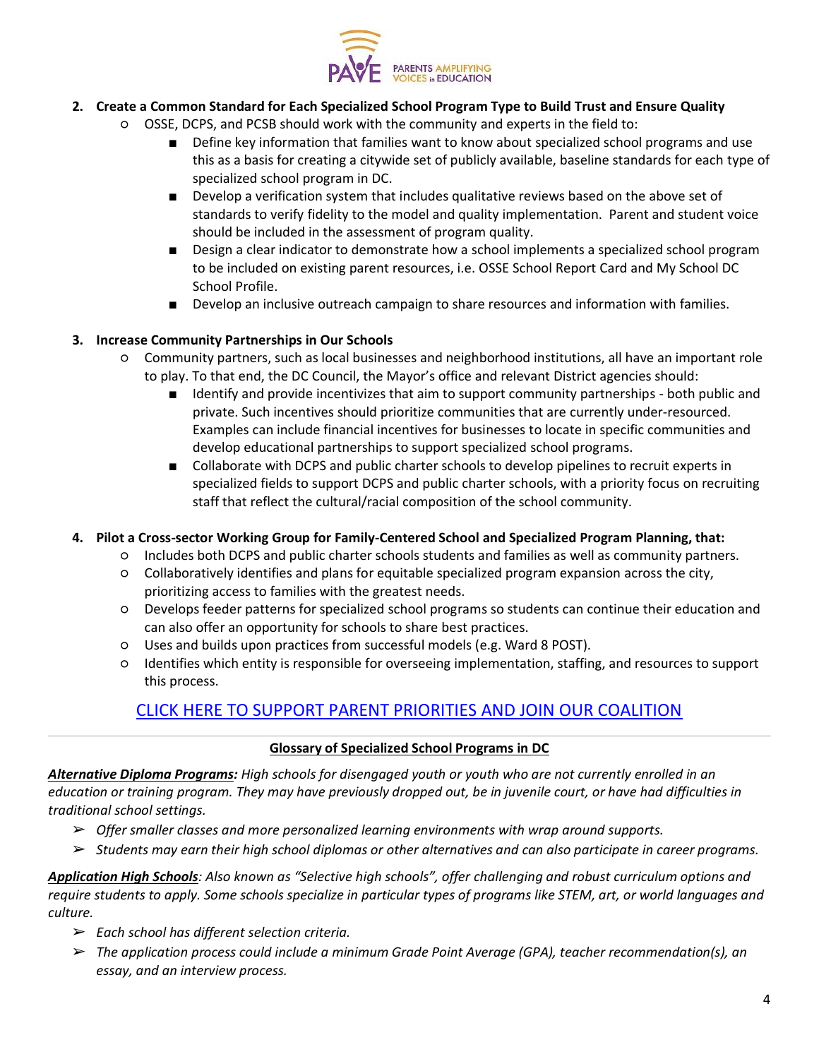2. **Create a Common Standard for Each Specialized School Program Type to Build Trust and Ensure Quality**
    - OSSE, DCPS, and PCSB should work with the community and experts in the field to:
        - Define key information that families want to know about specialized school programs and use this as a basis for creating a citywide set of publicly available, baseline standards for each type of specialized school program in DC.
        - Develop a verification system that includes qualitative reviews based on the above set of standards to verify fidelity to the model and quality implementation. Parent and student voice should be included in the assessment of program quality.
        - Design a clear indicator to demonstrate how a school implements a specialized school program to be included on existing parent resources, i.e. OSSE School Report Card and My School DC School Profile.
        - Develop an inclusive outreach campaign to share resources and information with families.

3. **Increase Community Partnerships in Our Schools**
    - Community partners, such as local businesses and neighborhood institutions, all have an important role to play. To that end, the DC Council, the Mayor's office and relevant District agencies should:
        - Identify and provide incentivizes that aim to support community partnerships - both public and private. Such incentives should prioritize communities that are currently under-resourced. Examples can include financial incentives for businesses to locate in specific communities and develop educational partnerships to support specialized school programs.
        - Collaborate with DCPS and public charter schools to develop pipelines to recruit experts in specialized fields to support DCPS and public charter schools, with a priority focus on recruiting staff that reflect the cultural/racial composition of the school community.

4. **Pilot a Cross-sector Working Group for Family-Centered School and Specialized Program Planning, that:**
    - Includes both DCPS and public charter schools students and families as well as community partners.
    - Collaboratively identifies and plans for equitable specialized program expansion across the city, prioritizing access to families with the greatest needs.
    - Develops feeder patterns for specialized school programs so students can continue their education and can also offer an opportunity for schools to share best practices.
    - Uses and builds upon practices from successful models (e.g. Ward 8 POST).
    - Identifies which entity is responsible for overseeing implementation, staffing, and resources to support this process.

CLICK HERE TO SUPPORT PARENT PRIORITIES AND JOIN OUR COALITION

---

## Glossary of Specialized School Programs in DC

***Alternative Diploma Programs:*** *High schools for disengaged youth or youth who are not currently enrolled in an education or training program. They may have previously dropped out, be in juvenile court, or have had difficulties in traditional school settings.*

- *Offer smaller classes and more personalized learning environments with wrap around supports.*
- *Students may earn their high school diplomas or other alternatives and can also participate in career programs.*

***Application High Schools****: Also known as "Selective high schools", offer challenging and robust curriculum options and require students to apply. Some schools specialize in particular types of programs like STEM, art, or world languages and culture.*

- *Each school has different selection criteria.*
- *The application process could include a minimum Grade Point Average (GPA), teacher recommendation(s), an essay, and an interview process.*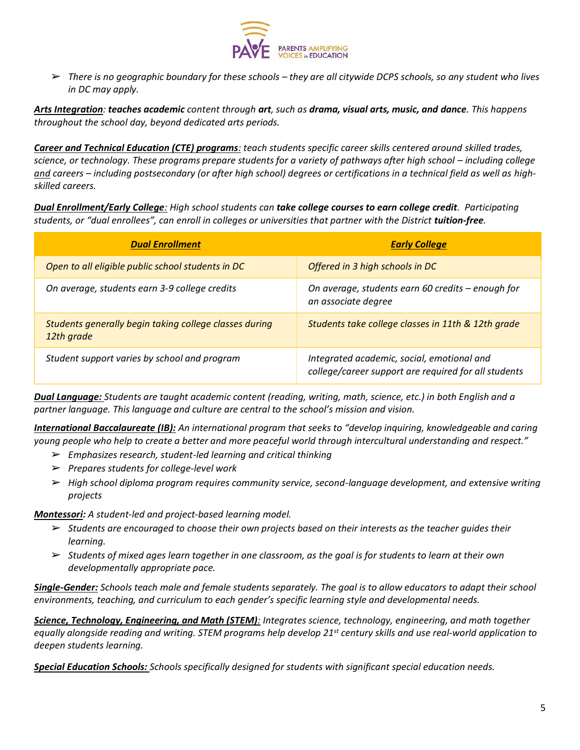- *There is no geographic boundary for these schools – they are all citywide DCPS schools, so any student who lives in DC may apply.*

***<u>Arts Integration</u>**: **teaches academic** content through **art**, such as **drama, visual arts, music, and dance**. This happens throughout the school day, beyond dedicated arts periods.*

***<u>Career and Technical Education (CTE) programs</u>**: teach students specific career skills centered around skilled trades, science, or technology. These programs prepare students for a variety of pathways after high school – including college <u>and</u> careers – including postsecondary (or after high school) degrees or certifications in a technical field as well as high-skilled careers.*

***<u>Dual Enrollment/Early College</u>**: High school students can **take college courses to earn college credit**. Participating students, or "dual enrollees", can enroll in colleges or universities that partner with the District **tuition-free**.*

| ***<u>Dual Enrollment</u>*** | ***<u>Early College</u>*** |
| --- | --- |
| *Open to all eligible public school students in DC* | *Offered in 3 high schools in DC* |
| *On average, students earn 3-9 college credits* | *On average, students earn 60 credits – enough for an associate degree* |
| *Students generally begin taking college classes during 12th grade* | *Students take college classes in 11th & 12th grade* |
| *Student support varies by school and program* | *Integrated academic, social, emotional and college/career support are required for all students* |

***<u>Dual Language:</u>** Students are taught academic content (reading, writing, math, science, etc.) in both English and a partner language. This language and culture are central to the school's mission and vision.*

***<u>International Baccalaureate (IB):</u>** An international program that seeks to "develop inquiring, knowledgeable and caring young people who help to create a better and more peaceful world through intercultural understanding and respect."*

- *Emphasizes research, student-led learning and critical thinking*
- *Prepares students for college-level work*
- *High school diploma program requires community service, second-language development, and extensive writing projects*

***<u>Montessori</u>:** A student-led and project-based learning model.*

- *Students are encouraged to choose their own projects based on their interests as the teacher guides their learning.*
- *Students of mixed ages learn together in one classroom, as the goal is for students to learn at their own developmentally appropriate pace.*

***<u>Single-Gender:</u>** Schools teach male and female students separately. The goal is to allow educators to adapt their school environments, teaching, and curriculum to each gender's specific learning style and developmental needs.*

***<u>Science, Technology, Engineering, and Math (STEM)</u>**: Integrates science, technology, engineering, and math together equally alongside reading and writing. STEM programs help develop 21st century skills and use real-world application to deepen students learning.*

***<u>Special Education Schools:</u>** Schools specifically designed for students with significant special education needs.*